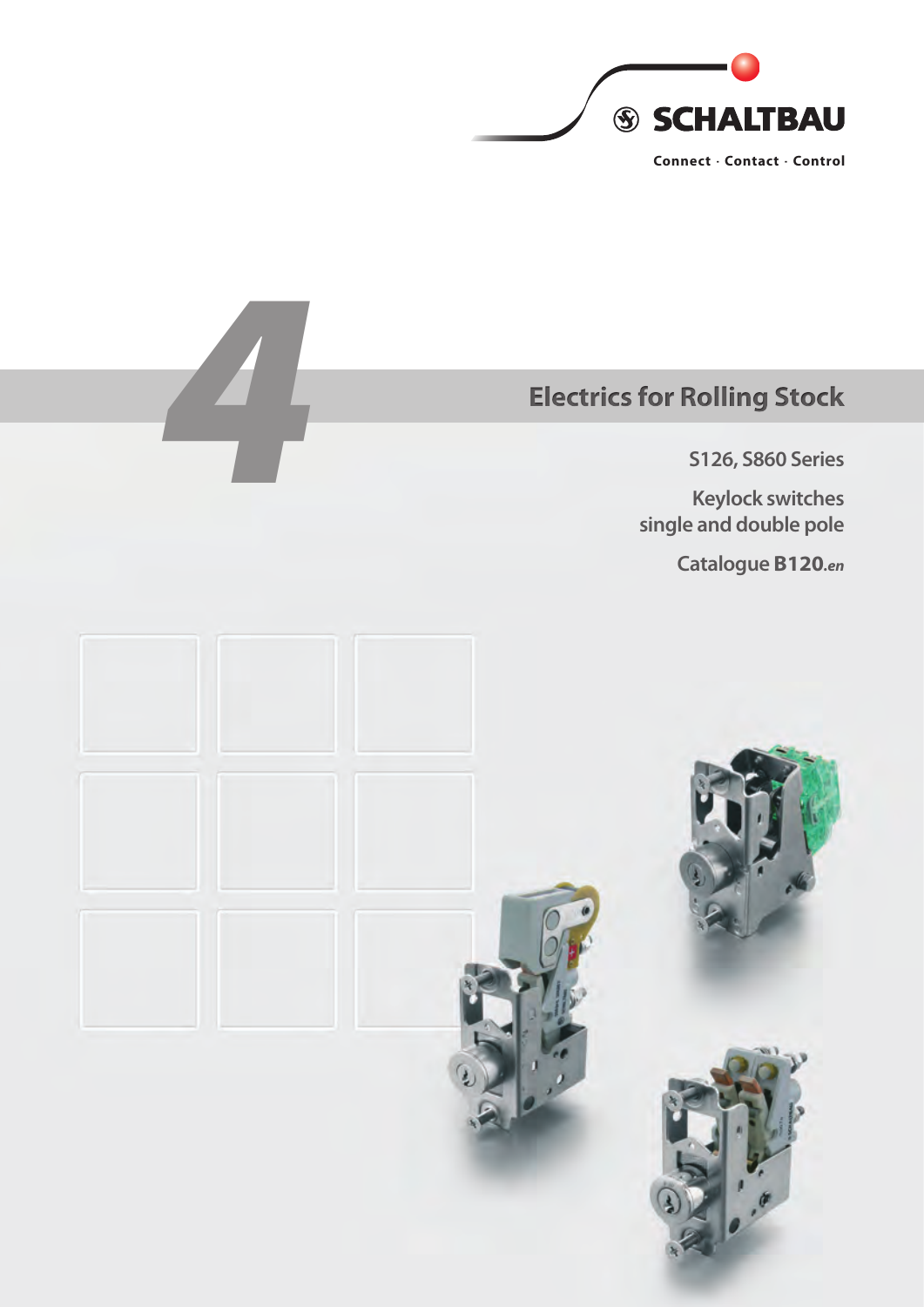SCHALTBAU

Connect · Contact · Control

4

# Electrics for Rolling Stock

S126, S860 Series

Keylock switches
single and double pole

Catalogue **B120***.en*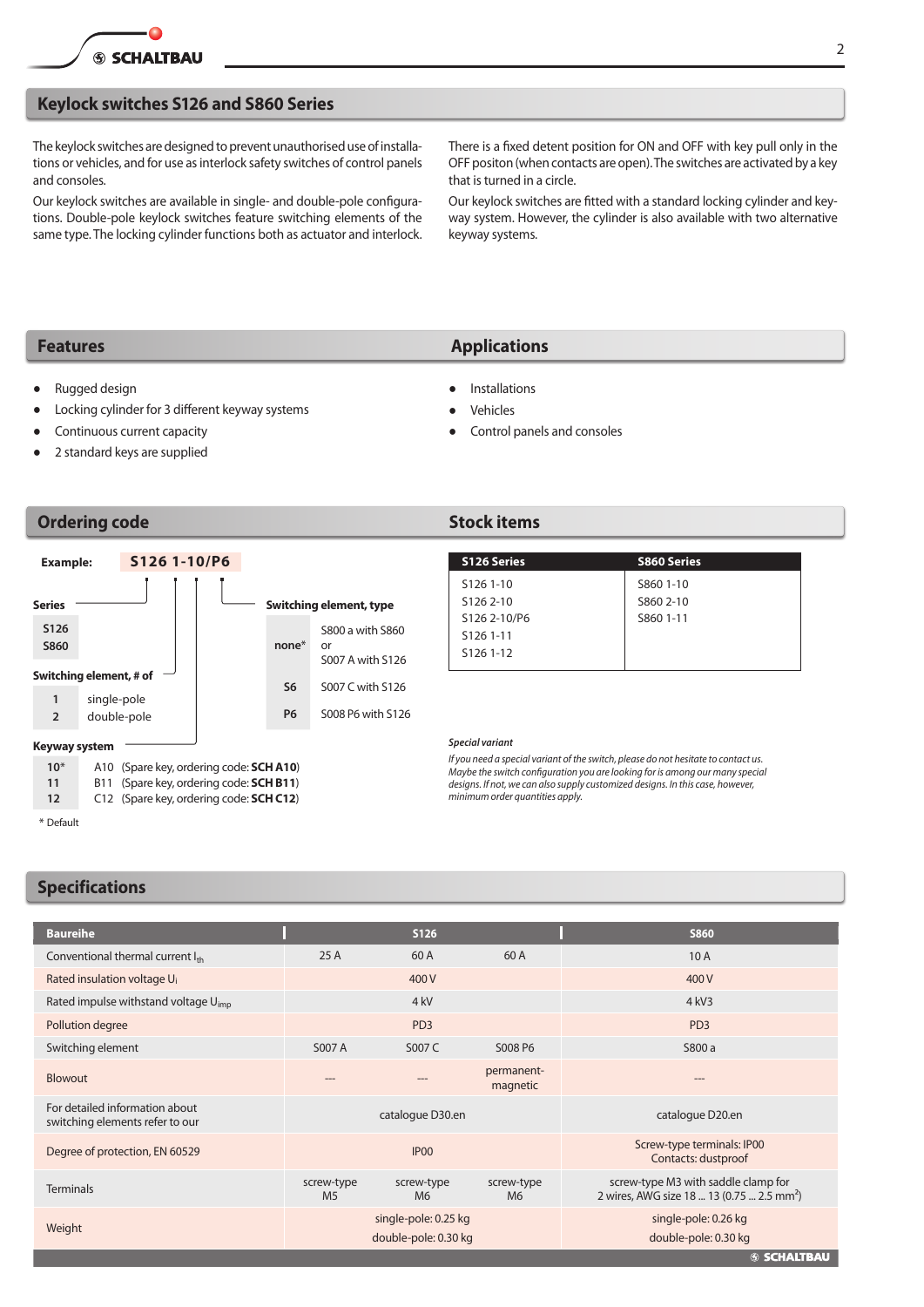## Keylock switches S126 and S860 Series

The keylock switches are designed to prevent unauthorised use of installations or vehicles, and for use as interlock safety switches of control panels and consoles.

Our keylock switches are available in single- and double-pole configurations. Double-pole keylock switches feature switching elements of the same type. The locking cylinder functions both as actuator and interlock.

There is a fixed detent position for ON and OFF with key pull only in the OFF positon (when contacts are open). The switches are activated by a key that is turned in a circle.

Our keylock switches are fitted with a standard locking cylinder and keyway system. However, the cylinder is also available with two alternative keyway systems.

## Features

- Rugged design
- Locking cylinder for 3 different keyway systems
- Continuous current capacity
- 2 standard keys are supplied

## Applications

- Installations
- Vehicles
- Control panels and consoles

## Ordering code

**Example:** **S126 1-10/P6**

**Series**

| | |
|---|---|
| S126 | |
| S860 | |

**Switching element, # of**

| | |
|---|---|
| 1 | single-pole |
| 2 | double-pole |

**Keyway system**

| | |
|---|---|
| 10* | A10 (Spare key, ordering code: **SCH A10**) |
| 11 | B11 (Spare key, ordering code: **SCH B11**) |
| 12 | C12 (Spare key, ordering code: **SCH C12**) |

**Switching element, type**

| | |
|---|---|
| none* | S800 a with S860 or S007 A with S126 |
| S6 | S007 C with S126 |
| P6 | S008 P6 with S126 |

\* Default

## Stock items

| S126 Series | S860 Series |
|---|---|
| S126 1-10 | S860 1-10 |
| S126 2-10 | S860 2-10 |
| S126 2-10/P6 | S860 1-11 |
| S126 1-11 | |
| S126 1-12 | |

***Special variant***

*If you need a special variant of the switch, please do not hesitate to contact us. Maybe the switch configuration you are looking for is among our many special designs. If not, we can also supply customized designs. In this case, however, minimum order quantities apply.*

## Specifications

| Baureihe | S126 | | | S860 |
|---|---|---|---|---|
| Conventional thermal current $I_{th}$ | 25 A | 60 A | 60 A | 10 A |
| Rated insulation voltage $U_i$ | | 400 V | | 400 V |
| Rated impulse withstand voltage $U_{imp}$ | | 4 kV | | 4 kV3 |
| Pollution degree | | PD3 | | PD3 |
| Switching element | S007 A | S007 C | S008 P6 | S800 a |
| Blowout | --- | --- | permanent-magnetic | --- |
| For detailed information about switching elements refer to our | | catalogue D30.en | | catalogue D20.en |
| Degree of protection, EN 60529 | | IP00 | | Screw-type terminals: IP00<br>Contacts: dustproof |
| Terminals | screw-type M5 | screw-type M6 | screw-type M6 | screw-type M3 with saddle clamp for 2 wires, AWG size 18 ... 13 (0.75 ... 2.5 mm$^2$) |
| Weight | | single-pole: 0.25 kg<br>double-pole: 0.30 kg | | single-pole: 0.26 kg<br>double-pole: 0.30 kg |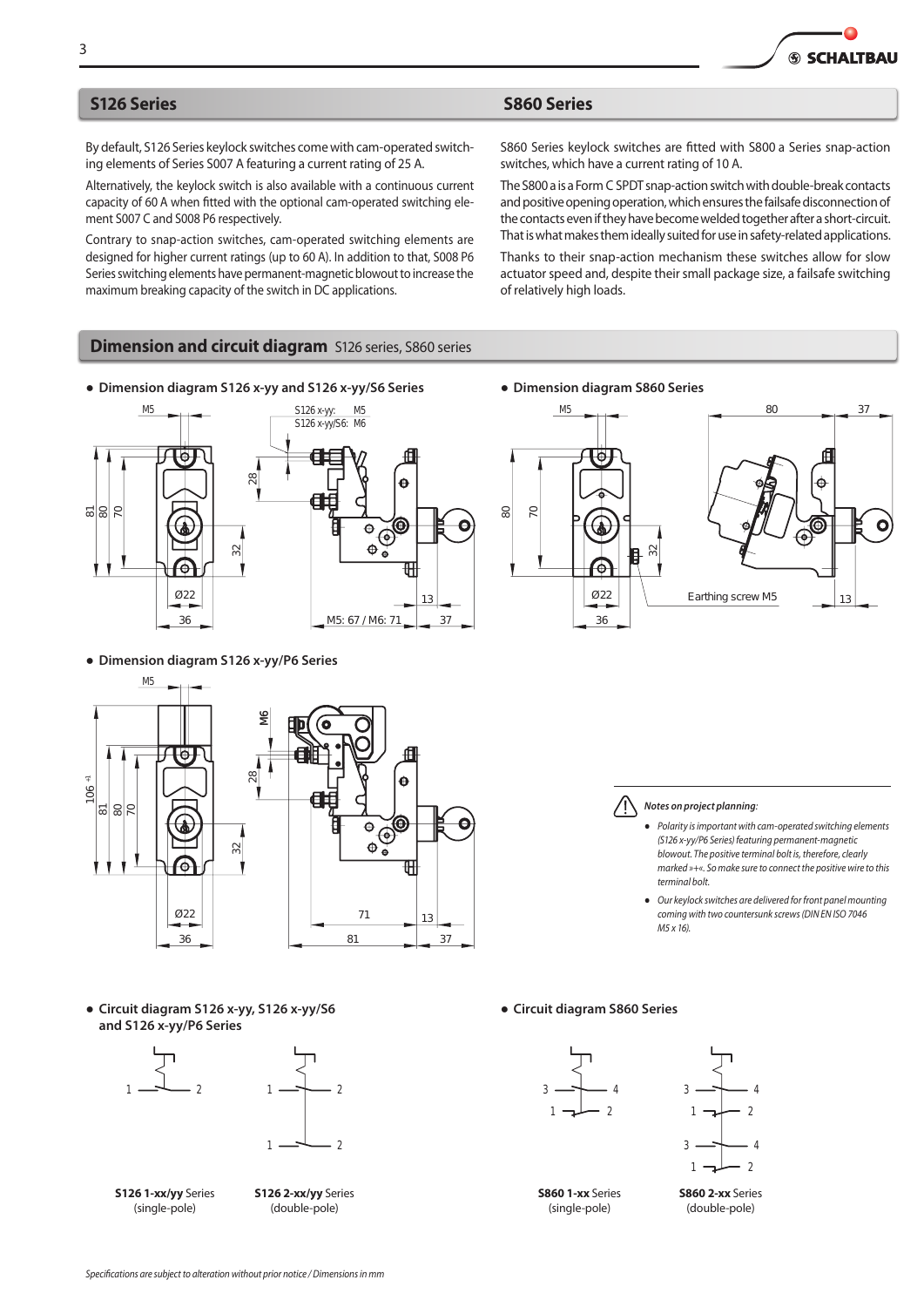## S126 Series

By default, S126 Series keylock switches come with cam-operated switching elements of Series S007 A featuring a current rating of 25 A.

Alternatively, the keylock switch is also available with a continuous current capacity of 60 A when fitted with the optional cam-operated switching element S007 C and S008 P6 respectively.

Contrary to snap-action switches, cam-operated switching elements are designed for higher current ratings (up to 60 A). In addition to that, S008 P6 Series switching elements have permanent-magnetic blowout to increase the maximum breaking capacity of the switch in DC applications.

## S860 Series

S860 Series keylock switches are fitted with S800 a Series snap-action switches, which have a current rating of 10 A.

The S800 a is a Form C SPDT snap-action switch with double-break contacts and positive opening operation, which ensures the failsafe disconnection of the contacts even if they have become welded together after a short-circuit. That is what makes them ideally suited for use in safety-related applications.

Thanks to their snap-action mechanism these switches allow for slow actuator speed and, despite their small package size, a failsafe switching of relatively high loads.

## Dimension and circuit diagram S126 series, S860 series

- **Dimension diagram S126 x-yy and S126 x-yy/S6 Series**

M5 | S126 x-yy: M5 | S126 x-yy/S6: M6 | 81 | 80 | 70 | 28 | 32 | Ø22 | 36 | M5: 67 / M6: 71 | 13 | 37

- **Dimension diagram S860 Series**

M5 | 80 | 37 | 80 | 70 | 32 | Ø22 | 36 | Earthing screw M5 | 13

- **Dimension diagram S126 x-yy/P6 Series**

M5 | M6 | 106 +1 | 81 | 80 | 70 | 28 | 32 | Ø22 | 36 | 71 | 81 | 13 | 37

*Notes on project planning:*

- *Polarity is important with cam-operated switching elements (S126 x-yy/P6 Series) featuring permanent-magnetic blowout. The positive terminal bolt is, therefore, clearly marked »+«. So make sure to connect the positive wire to this terminal bolt.*
- *Our keylock switches are delivered for front panel mounting coming with two countersunk screws (DIN EN ISO 7046 M5 x 16).*

- **Circuit diagram S126 x-yy, S126 x-yy/S6 and S126 x-yy/P6 Series**

**S126 1-xx/yy** Series (single-pole)

**S126 2-xx/yy** Series (double-pole)

- **Circuit diagram S860 Series**

**S860 1-xx** Series (single-pole)

**S860 2-xx** Series (double-pole)

*Specifications are subject to alteration without prior notice / Dimensions in mm*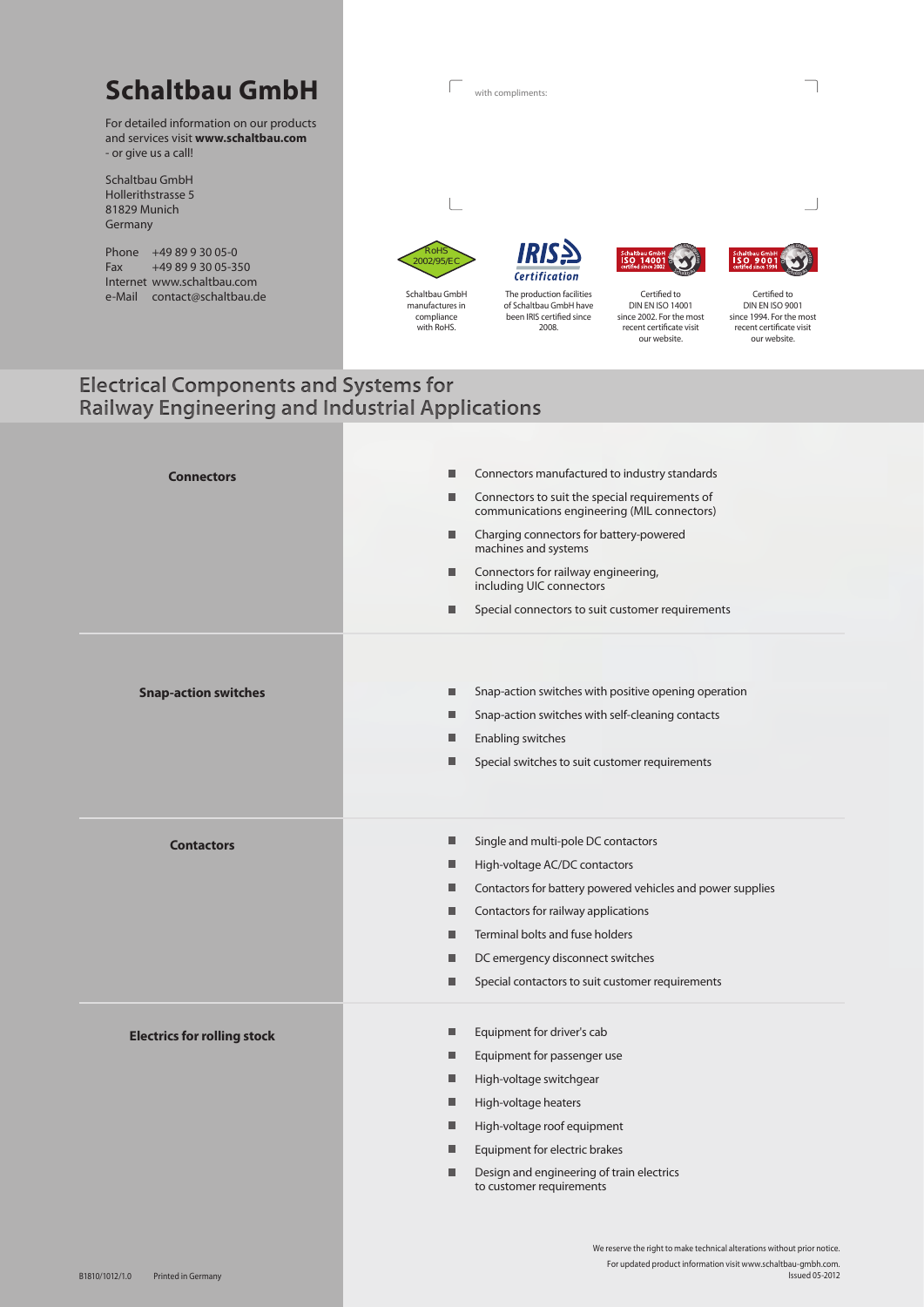# Schaltbau GmbH

For detailed information on our products and services visit **www.schaltbau.com** - or give us a call!

Schaltbau GmbH
Hollerithstrasse 5
81829 Munich
Germany

Phone +49 89 9 30 05-0
Fax +49 89 9 30 05-350
Internet www.schaltbau.com
e-Mail contact@schaltbau.de

with compliments:

RoHS 2002/95/EC

Schaltbau GmbH manufactures in compliance with RoHS.

IRIS Certification

The production facilities of Schaltbau GmbH have been IRIS certified since 2008.

Schaltbau GmbH ISO 14001 certified since 2002

Certified to DIN EN ISO 14001 since 2002. For the most recent certificate visit our website.

Schaltbau GmbH ISO 9001 certified since 1994

Certified to DIN EN ISO 9001 since 1994. For the most recent certificate visit our website.

## Electrical Components and Systems for Railway Engineering and Industrial Applications

### Connectors

- Connectors manufactured to industry standards
- Connectors to suit the special requirements of communications engineering (MIL connectors)
- Charging connectors for battery-powered machines and systems
- Connectors for railway engineering, including UIC connectors
- Special connectors to suit customer requirements

### Snap-action switches

- Snap-action switches with positive opening operation
- Snap-action switches with self-cleaning contacts
- Enabling switches
- Special switches to suit customer requirements

### Contactors

- Single and multi-pole DC contactors
- High-voltage AC/DC contactors
- Contactors for battery powered vehicles and power supplies
- Contactors for railway applications
- Terminal bolts and fuse holders
- DC emergency disconnect switches
- Special contactors to suit customer requirements

### Electrics for rolling stock

- Equipment for driver's cab
- Equipment for passenger use
- High-voltage switchgear
- High-voltage heaters
- High-voltage roof equipment
- Equipment for electric brakes
- Design and engineering of train electrics to customer requirements

We reserve the right to make technical alterations without prior notice.
For updated product information visit www.schaltbau-gmbh.com.
Issued 05-2012

B1810/1012/1.0 Printed in Germany